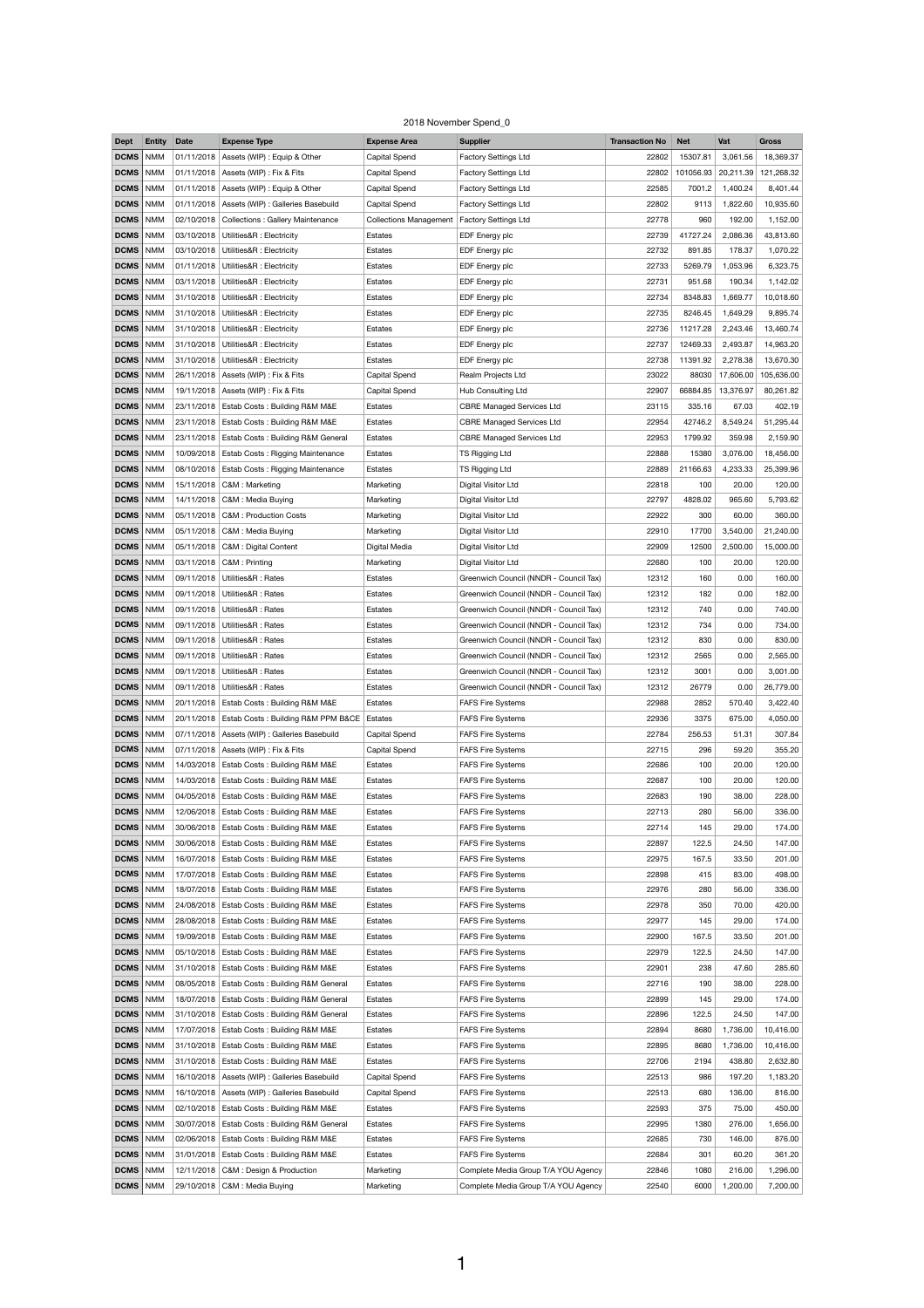2018 November Spend_0

| Dept | Entity | Date | Expense Type | Expense Area | Supplier | Transaction No | Net | Vat | Gross |
|---|---|---|---|---|---|---|---|---|---|
| DCMS | NMM | 01/11/2018 | Assets (WIP) : Equip & Other | Capital Spend | Factory Settings Ltd | 22802 | 15307.81 | 3,061.56 | 18,369.37 |
| DCMS | NMM | 01/11/2018 | Assets (WIP) : Fix & Fits | Capital Spend | Factory Settings Ltd | 22802 | 101056.93 | 20,211.39 | 121,268.32 |
| DCMS | NMM | 01/11/2018 | Assets (WIP) : Equip & Other | Capital Spend | Factory Settings Ltd | 22585 | 7001.2 | 1,400.24 | 8,401.44 |
| DCMS | NMM | 01/11/2018 | Assets (WIP) : Galleries Basebuild | Capital Spend | Factory Settings Ltd | 22802 | 9113 | 1,822.60 | 10,935.60 |
| DCMS | NMM | 02/10/2018 | Collections : Gallery Maintenance | Collections Management | Factory Settings Ltd | 22778 | 960 | 192.00 | 1,152.00 |
| DCMS | NMM | 03/10/2018 | Utilities&R : Electricity | Estates | EDF Energy plc | 22739 | 41727.24 | 2,086.36 | 43,813.60 |
| DCMS | NMM | 03/10/2018 | Utilities&R : Electricity | Estates | EDF Energy plc | 22732 | 891.85 | 178.37 | 1,070.22 |
| DCMS | NMM | 01/11/2018 | Utilities&R : Electricity | Estates | EDF Energy plc | 22733 | 5269.79 | 1,053.96 | 6,323.75 |
| DCMS | NMM | 03/11/2018 | Utilities&R : Electricity | Estates | EDF Energy plc | 22731 | 951.68 | 190.34 | 1,142.02 |
| DCMS | NMM | 31/10/2018 | Utilities&R : Electricity | Estates | EDF Energy plc | 22734 | 8348.83 | 1,669.77 | 10,018.60 |
| DCMS | NMM | 31/10/2018 | Utilities&R : Electricity | Estates | EDF Energy plc | 22735 | 8246.45 | 1,649.29 | 9,895.74 |
| DCMS | NMM | 31/10/2018 | Utilities&R : Electricity | Estates | EDF Energy plc | 22736 | 11217.28 | 2,243.46 | 13,460.74 |
| DCMS | NMM | 31/10/2018 | Utilities&R : Electricity | Estates | EDF Energy plc | 22737 | 12469.33 | 2,493.87 | 14,963.20 |
| DCMS | NMM | 31/10/2018 | Utilities&R : Electricity | Estates | EDF Energy plc | 22738 | 11391.92 | 2,278.38 | 13,670.30 |
| DCMS | NMM | 26/11/2018 | Assets (WIP) : Fix & Fits | Capital Spend | Realm Projects Ltd | 23022 | 88030 | 17,606.00 | 105,636.00 |
| DCMS | NMM | 19/11/2018 | Assets (WIP) : Fix & Fits | Capital Spend | Hub Consulting Ltd | 22907 | 66884.85 | 13,376.97 | 80,261.82 |
| DCMS | NMM | 23/11/2018 | Estab Costs : Building R&M M&E | Estates | CBRE Managed Services Ltd | 23115 | 335.16 | 67.03 | 402.19 |
| DCMS | NMM | 23/11/2018 | Estab Costs : Building R&M M&E | Estates | CBRE Managed Services Ltd | 22954 | 42746.2 | 8,549.24 | 51,295.44 |
| DCMS | NMM | 23/11/2018 | Estab Costs : Building R&M General | Estates | CBRE Managed Services Ltd | 22953 | 1799.92 | 359.98 | 2,159.90 |
| DCMS | NMM | 10/09/2018 | Estab Costs : Rigging Maintenance | Estates | TS Rigging Ltd | 22888 | 15380 | 3,076.00 | 18,456.00 |
| DCMS | NMM | 08/10/2018 | Estab Costs : Rigging Maintenance | Estates | TS Rigging Ltd | 22889 | 21166.63 | 4,233.33 | 25,399.96 |
| DCMS | NMM | 15/11/2018 | C&M : Marketing | Marketing | Digital Visitor Ltd | 22818 | 100 | 20.00 | 120.00 |
| DCMS | NMM | 14/11/2018 | C&M : Media Buying | Marketing | Digital Visitor Ltd | 22797 | 4828.02 | 965.60 | 5,793.62 |
| DCMS | NMM | 05/11/2018 | C&M : Production Costs | Marketing | Digital Visitor Ltd | 22922 | 300 | 60.00 | 360.00 |
| DCMS | NMM | 05/11/2018 | C&M : Media Buying | Marketing | Digital Visitor Ltd | 22910 | 17700 | 3,540.00 | 21,240.00 |
| DCMS | NMM | 05/11/2018 | C&M : Digital Content | Digital Media | Digital Visitor Ltd | 22909 | 12500 | 2,500.00 | 15,000.00 |
| DCMS | NMM | 03/11/2018 | C&M : Printing | Marketing | Digital Visitor Ltd | 22680 | 100 | 20.00 | 120.00 |
| DCMS | NMM | 09/11/2018 | Utilities&R : Rates | Estates | Greenwich Council (NNDR - Council Tax) | 12312 | 160 | 0.00 | 160.00 |
| DCMS | NMM | 09/11/2018 | Utilities&R : Rates | Estates | Greenwich Council (NNDR - Council Tax) | 12312 | 182 | 0.00 | 182.00 |
| DCMS | NMM | 09/11/2018 | Utilities&R : Rates | Estates | Greenwich Council (NNDR - Council Tax) | 12312 | 740 | 0.00 | 740.00 |
| DCMS | NMM | 09/11/2018 | Utilities&R : Rates | Estates | Greenwich Council (NNDR - Council Tax) | 12312 | 734 | 0.00 | 734.00 |
| DCMS | NMM | 09/11/2018 | Utilities&R : Rates | Estates | Greenwich Council (NNDR - Council Tax) | 12312 | 830 | 0.00 | 830.00 |
| DCMS | NMM | 09/11/2018 | Utilities&R : Rates | Estates | Greenwich Council (NNDR - Council Tax) | 12312 | 2565 | 0.00 | 2,565.00 |
| DCMS | NMM | 09/11/2018 | Utilities&R : Rates | Estates | Greenwich Council (NNDR - Council Tax) | 12312 | 3001 | 0.00 | 3,001.00 |
| DCMS | NMM | 09/11/2018 | Utilities&R : Rates | Estates | Greenwich Council (NNDR - Council Tax) | 12312 | 26779 | 0.00 | 26,779.00 |
| DCMS | NMM | 20/11/2018 | Estab Costs : Building R&M M&E | Estates | FAFS Fire Systems | 22988 | 2852 | 570.40 | 3,422.40 |
| DCMS | NMM | 20/11/2018 | Estab Costs : Building R&M PPM B&CE | Estates | FAFS Fire Systems | 22936 | 3375 | 675.00 | 4,050.00 |
| DCMS | NMM | 07/11/2018 | Assets (WIP) : Galleries Basebuild | Capital Spend | FAFS Fire Systems | 22784 | 256.53 | 51.31 | 307.84 |
| DCMS | NMM | 07/11/2018 | Assets (WIP) : Fix & Fits | Capital Spend | FAFS Fire Systems | 22715 | 296 | 59.20 | 355.20 |
| DCMS | NMM | 14/03/2018 | Estab Costs : Building R&M M&E | Estates | FAFS Fire Systems | 22686 | 100 | 20.00 | 120.00 |
| DCMS | NMM | 14/03/2018 | Estab Costs : Building R&M M&E | Estates | FAFS Fire Systems | 22687 | 100 | 20.00 | 120.00 |
| DCMS | NMM | 04/05/2018 | Estab Costs : Building R&M M&E | Estates | FAFS Fire Systems | 22683 | 190 | 38.00 | 228.00 |
| DCMS | NMM | 12/06/2018 | Estab Costs : Building R&M M&E | Estates | FAFS Fire Systems | 22713 | 280 | 56.00 | 336.00 |
| DCMS | NMM | 30/06/2018 | Estab Costs : Building R&M M&E | Estates | FAFS Fire Systems | 22714 | 145 | 29.00 | 174.00 |
| DCMS | NMM | 30/06/2018 | Estab Costs : Building R&M M&E | Estates | FAFS Fire Systems | 22897 | 122.5 | 24.50 | 147.00 |
| DCMS | NMM | 16/07/2018 | Estab Costs : Building R&M M&E | Estates | FAFS Fire Systems | 22975 | 167.5 | 33.50 | 201.00 |
| DCMS | NMM | 17/07/2018 | Estab Costs : Building R&M M&E | Estates | FAFS Fire Systems | 22898 | 415 | 83.00 | 498.00 |
| DCMS | NMM | 18/07/2018 | Estab Costs : Building R&M M&E | Estates | FAFS Fire Systems | 22976 | 280 | 56.00 | 336.00 |
| DCMS | NMM | 24/08/2018 | Estab Costs : Building R&M M&E | Estates | FAFS Fire Systems | 22978 | 350 | 70.00 | 420.00 |
| DCMS | NMM | 28/08/2018 | Estab Costs : Building R&M M&E | Estates | FAFS Fire Systems | 22977 | 145 | 29.00 | 174.00 |
| DCMS | NMM | 19/09/2018 | Estab Costs : Building R&M M&E | Estates | FAFS Fire Systems | 22900 | 167.5 | 33.50 | 201.00 |
| DCMS | NMM | 05/10/2018 | Estab Costs : Building R&M M&E | Estates | FAFS Fire Systems | 22979 | 122.5 | 24.50 | 147.00 |
| DCMS | NMM | 31/10/2018 | Estab Costs : Building R&M M&E | Estates | FAFS Fire Systems | 22901 | 238 | 47.60 | 285.60 |
| DCMS | NMM | 08/05/2018 | Estab Costs : Building R&M General | Estates | FAFS Fire Systems | 22716 | 190 | 38.00 | 228.00 |
| DCMS | NMM | 18/07/2018 | Estab Costs : Building R&M General | Estates | FAFS Fire Systems | 22899 | 145 | 29.00 | 174.00 |
| DCMS | NMM | 31/10/2018 | Estab Costs : Building R&M General | Estates | FAFS Fire Systems | 22896 | 122.5 | 24.50 | 147.00 |
| DCMS | NMM | 17/07/2018 | Estab Costs : Building R&M M&E | Estates | FAFS Fire Systems | 22894 | 8680 | 1,736.00 | 10,416.00 |
| DCMS | NMM | 31/10/2018 | Estab Costs : Building R&M M&E | Estates | FAFS Fire Systems | 22895 | 8680 | 1,736.00 | 10,416.00 |
| DCMS | NMM | 31/10/2018 | Estab Costs : Building R&M M&E | Estates | FAFS Fire Systems | 22706 | 2194 | 438.80 | 2,632.80 |
| DCMS | NMM | 16/10/2018 | Assets (WIP) : Galleries Basebuild | Capital Spend | FAFS Fire Systems | 22513 | 986 | 197.20 | 1,183.20 |
| DCMS | NMM | 16/10/2018 | Assets (WIP) : Galleries Basebuild | Capital Spend | FAFS Fire Systems | 22513 | 680 | 136.00 | 816.00 |
| DCMS | NMM | 02/10/2018 | Estab Costs : Building R&M M&E | Estates | FAFS Fire Systems | 22593 | 375 | 75.00 | 450.00 |
| DCMS | NMM | 30/07/2018 | Estab Costs : Building R&M General | Estates | FAFS Fire Systems | 22995 | 1380 | 276.00 | 1,656.00 |
| DCMS | NMM | 02/06/2018 | Estab Costs : Building R&M M&E | Estates | FAFS Fire Systems | 22685 | 730 | 146.00 | 876.00 |
| DCMS | NMM | 31/01/2018 | Estab Costs : Building R&M M&E | Estates | FAFS Fire Systems | 22684 | 301 | 60.20 | 361.20 |
| DCMS | NMM | 12/11/2018 | C&M : Design & Production | Marketing | Complete Media Group T/A YOU Agency | 22846 | 1080 | 216.00 | 1,296.00 |
| DCMS | NMM | 29/10/2018 | C&M : Media Buying | Marketing | Complete Media Group T/A YOU Agency | 22540 | 6000 | 1,200.00 | 7,200.00 |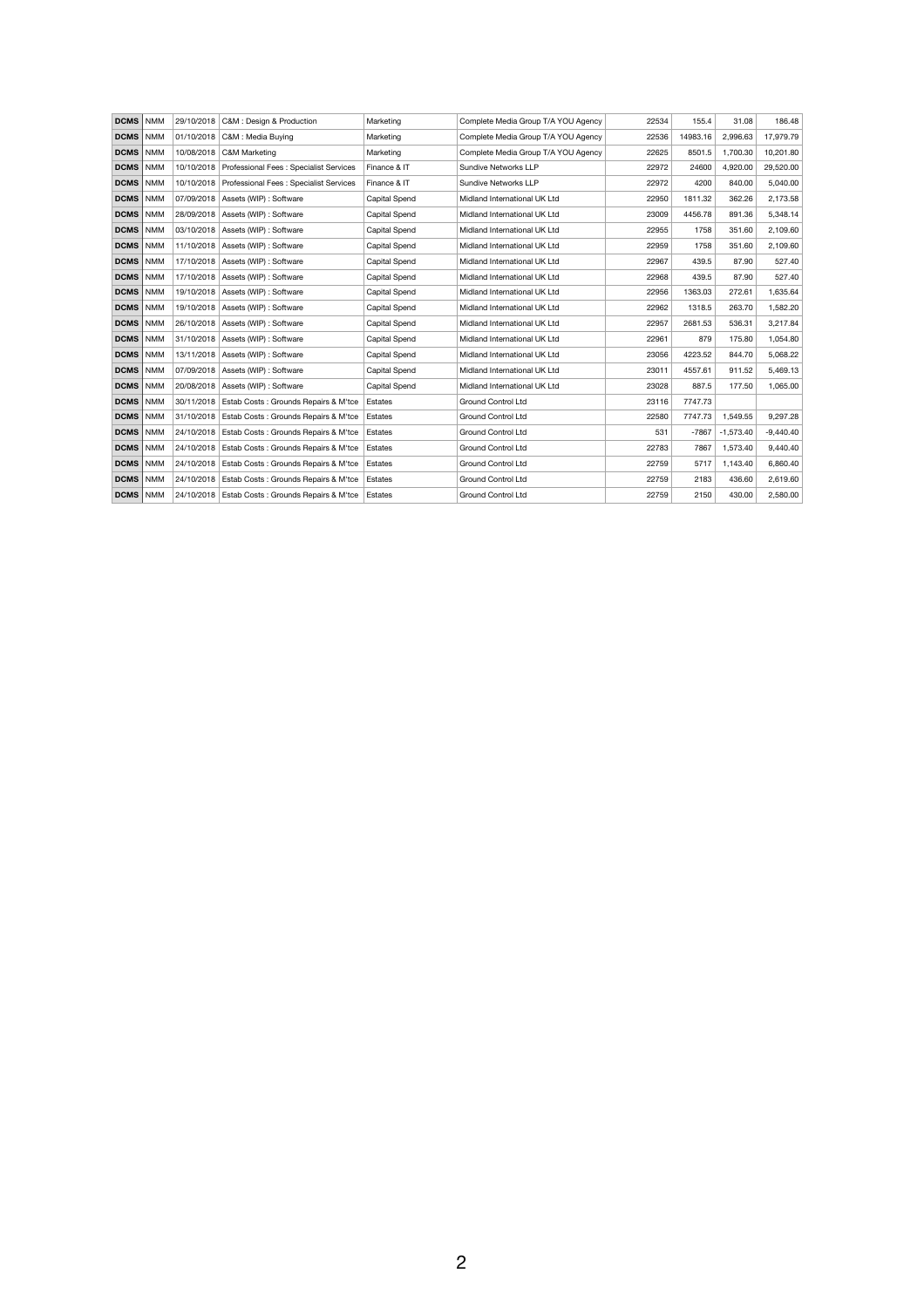| | | | | | | | | | |
|---|---|---|---|---|---|---|---|---|---|
| **DCMS** | NMM | 29/10/2018 | C&M : Design & Production | Marketing | Complete Media Group T/A YOU Agency | 22534 | 155.4 | 31.08 | 186.48 |
| **DCMS** | NMM | 01/10/2018 | C&M : Media Buying | Marketing | Complete Media Group T/A YOU Agency | 22536 | 14983.16 | 2,996.63 | 17,979.79 |
| **DCMS** | NMM | 10/08/2018 | C&M Marketing | Marketing | Complete Media Group T/A YOU Agency | 22625 | 8501.5 | 1,700.30 | 10,201.80 |
| **DCMS** | NMM | 10/10/2018 | Professional Fees : Specialist Services | Finance & IT | Sundive Networks LLP | 22972 | 24600 | 4,920.00 | 29,520.00 |
| **DCMS** | NMM | 10/10/2018 | Professional Fees : Specialist Services | Finance & IT | Sundive Networks LLP | 22972 | 4200 | 840.00 | 5,040.00 |
| **DCMS** | NMM | 07/09/2018 | Assets (WIP) : Software | Capital Spend | Midland International UK Ltd | 22950 | 1811.32 | 362.26 | 2,173.58 |
| **DCMS** | NMM | 28/09/2018 | Assets (WIP) : Software | Capital Spend | Midland International UK Ltd | 23009 | 4456.78 | 891.36 | 5,348.14 |
| **DCMS** | NMM | 03/10/2018 | Assets (WIP) : Software | Capital Spend | Midland International UK Ltd | 22955 | 1758 | 351.60 | 2,109.60 |
| **DCMS** | NMM | 11/10/2018 | Assets (WIP) : Software | Capital Spend | Midland International UK Ltd | 22959 | 1758 | 351.60 | 2,109.60 |
| **DCMS** | NMM | 17/10/2018 | Assets (WIP) : Software | Capital Spend | Midland International UK Ltd | 22967 | 439.5 | 87.90 | 527.40 |
| **DCMS** | NMM | 17/10/2018 | Assets (WIP) : Software | Capital Spend | Midland International UK Ltd | 22968 | 439.5 | 87.90 | 527.40 |
| **DCMS** | NMM | 19/10/2018 | Assets (WIP) : Software | Capital Spend | Midland International UK Ltd | 22956 | 1363.03 | 272.61 | 1,635.64 |
| **DCMS** | NMM | 19/10/2018 | Assets (WIP) : Software | Capital Spend | Midland International UK Ltd | 22962 | 1318.5 | 263.70 | 1,582.20 |
| **DCMS** | NMM | 26/10/2018 | Assets (WIP) : Software | Capital Spend | Midland International UK Ltd | 22957 | 2681.53 | 536.31 | 3,217.84 |
| **DCMS** | NMM | 31/10/2018 | Assets (WIP) : Software | Capital Spend | Midland International UK Ltd | 22961 | 879 | 175.80 | 1,054.80 |
| **DCMS** | NMM | 13/11/2018 | Assets (WIP) : Software | Capital Spend | Midland International UK Ltd | 23056 | 4223.52 | 844.70 | 5,068.22 |
| **DCMS** | NMM | 07/09/2018 | Assets (WIP) : Software | Capital Spend | Midland International UK Ltd | 23011 | 4557.61 | 911.52 | 5,469.13 |
| **DCMS** | NMM | 20/08/2018 | Assets (WIP) : Software | Capital Spend | Midland International UK Ltd | 23028 | 887.5 | 177.50 | 1,065.00 |
| **DCMS** | NMM | 30/11/2018 | Estab Costs : Grounds Repairs & M'tce | Estates | Ground Control Ltd | 23116 | 7747.73 | | |
| **DCMS** | NMM | 31/10/2018 | Estab Costs : Grounds Repairs & M'tce | Estates | Ground Control Ltd | 22580 | 7747.73 | 1,549.55 | 9,297.28 |
| **DCMS** | NMM | 24/10/2018 | Estab Costs : Grounds Repairs & M'tce | Estates | Ground Control Ltd | 531 | -7867 | -1,573.40 | -9,440.40 |
| **DCMS** | NMM | 24/10/2018 | Estab Costs : Grounds Repairs & M'tce | Estates | Ground Control Ltd | 22783 | 7867 | 1,573.40 | 9,440.40 |
| **DCMS** | NMM | 24/10/2018 | Estab Costs : Grounds Repairs & M'tce | Estates | Ground Control Ltd | 22759 | 5717 | 1,143.40 | 6,860.40 |
| **DCMS** | NMM | 24/10/2018 | Estab Costs : Grounds Repairs & M'tce | Estates | Ground Control Ltd | 22759 | 2183 | 436.60 | 2,619.60 |
| **DCMS** | NMM | 24/10/2018 | Estab Costs : Grounds Repairs & M'tce | Estates | Ground Control Ltd | 22759 | 2150 | 430.00 | 2,580.00 |